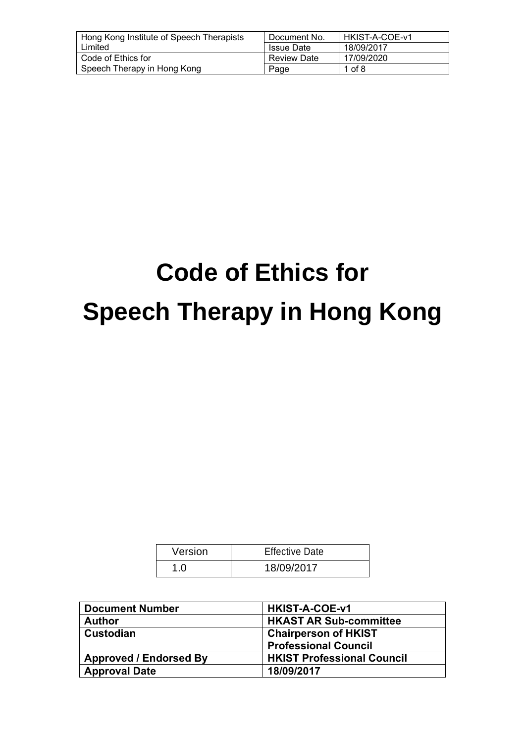# Code of Ethics for Speech Therapy in Hong Kong

| Version | Effective Date |
|---|---|
| 1.0 | 18/09/2017 |

| Document Number | HKIST-A-COE-v1 |
|---|---|
| Author | HKAST AR Sub-committee |
| Custodian | Chairperson of HKIST Professional Council |
| Approved / Endorsed By | HKIST Professional Council |
| Approval Date | 18/09/2017 |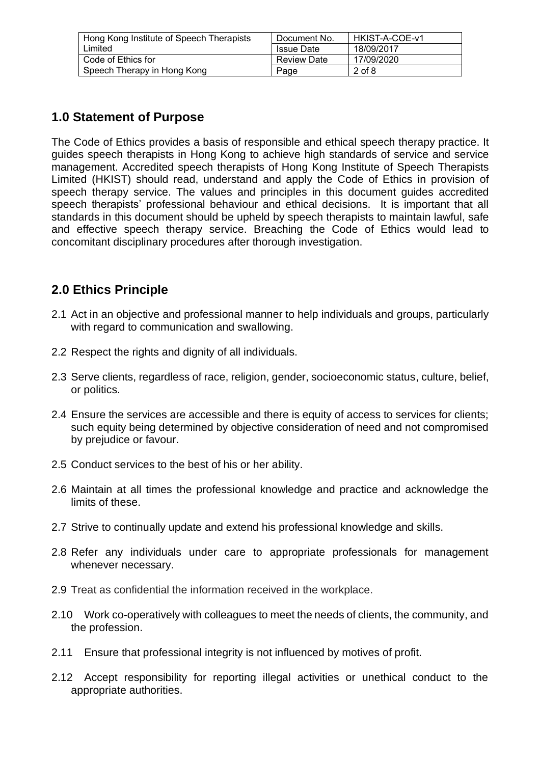## 1.0 Statement of Purpose

The Code of Ethics provides a basis of responsible and ethical speech therapy practice. It guides speech therapists in Hong Kong to achieve high standards of service and service management. Accredited speech therapists of Hong Kong Institute of Speech Therapists Limited (HKIST) should read, understand and apply the Code of Ethics in provision of speech therapy service. The values and principles in this document guides accredited speech therapists' professional behaviour and ethical decisions. It is important that all standards in this document should be upheld by speech therapists to maintain lawful, safe and effective speech therapy service. Breaching the Code of Ethics would lead to concomitant disciplinary procedures after thorough investigation.

## 2.0 Ethics Principle

2.1 Act in an objective and professional manner to help individuals and groups, particularly with regard to communication and swallowing.

2.2 Respect the rights and dignity of all individuals.

2.3 Serve clients, regardless of race, religion, gender, socioeconomic status, culture, belief, or politics.

2.4 Ensure the services are accessible and there is equity of access to services for clients; such equity being determined by objective consideration of need and not compromised by prejudice or favour.

2.5 Conduct services to the best of his or her ability.

2.6 Maintain at all times the professional knowledge and practice and acknowledge the limits of these.

2.7 Strive to continually update and extend his professional knowledge and skills.

2.8 Refer any individuals under care to appropriate professionals for management whenever necessary.

2.9 Treat as confidential the information received in the workplace.

2.10 Work co-operatively with colleagues to meet the needs of clients, the community, and the profession.

2.11 Ensure that professional integrity is not influenced by motives of profit.

2.12 Accept responsibility for reporting illegal activities or unethical conduct to the appropriate authorities.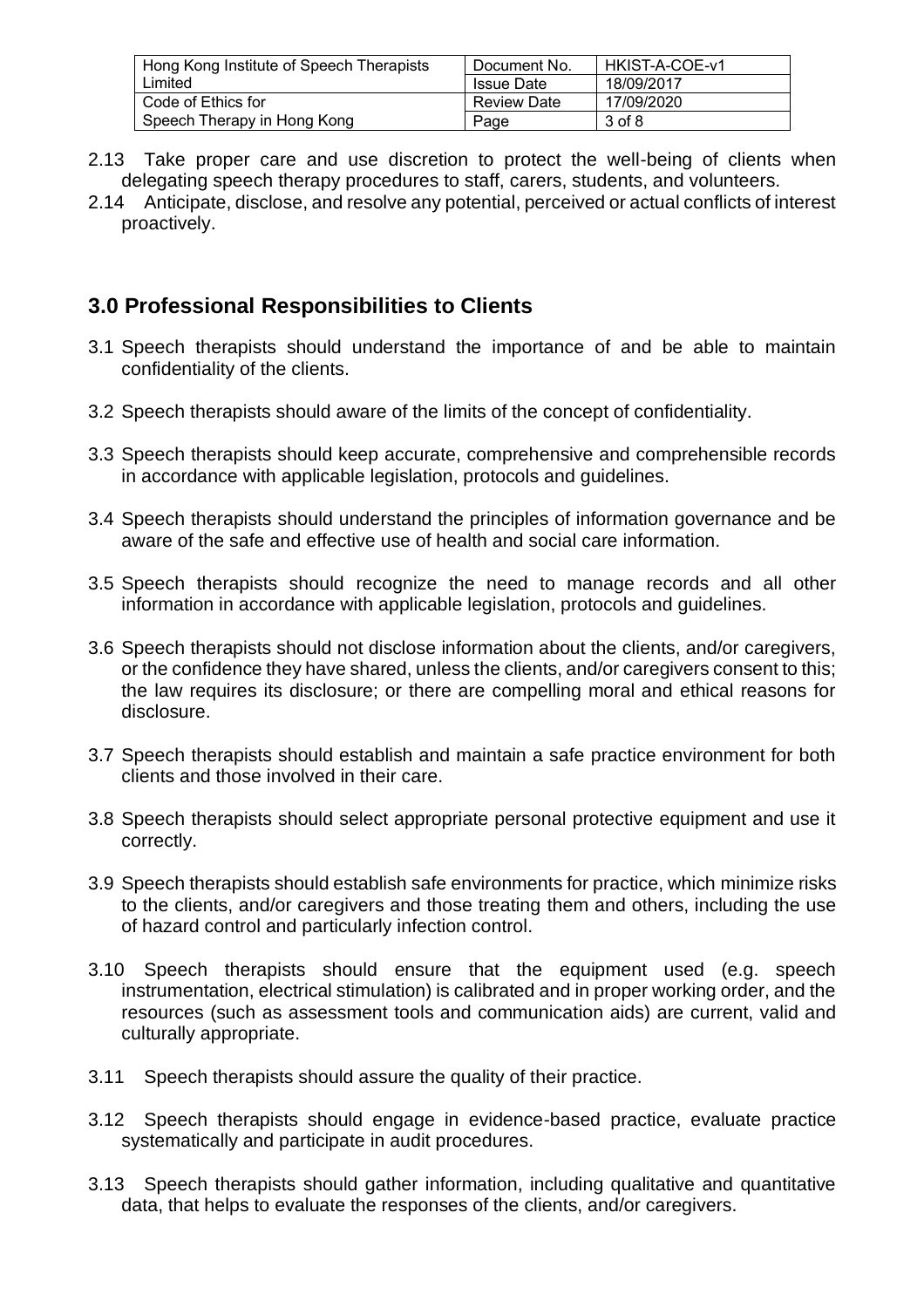2.13 Take proper care and use discretion to protect the well-being of clients when delegating speech therapy procedures to staff, carers, students, and volunteers.

2.14 Anticipate, disclose, and resolve any potential, perceived or actual conflicts of interest proactively.

## 3.0 Professional Responsibilities to Clients

3.1 Speech therapists should understand the importance of and be able to maintain confidentiality of the clients.

3.2 Speech therapists should aware of the limits of the concept of confidentiality.

3.3 Speech therapists should keep accurate, comprehensive and comprehensible records in accordance with applicable legislation, protocols and guidelines.

3.4 Speech therapists should understand the principles of information governance and be aware of the safe and effective use of health and social care information.

3.5 Speech therapists should recognize the need to manage records and all other information in accordance with applicable legislation, protocols and guidelines.

3.6 Speech therapists should not disclose information about the clients, and/or caregivers, or the confidence they have shared, unless the clients, and/or caregivers consent to this; the law requires its disclosure; or there are compelling moral and ethical reasons for disclosure.

3.7 Speech therapists should establish and maintain a safe practice environment for both clients and those involved in their care.

3.8 Speech therapists should select appropriate personal protective equipment and use it correctly.

3.9 Speech therapists should establish safe environments for practice, which minimize risks to the clients, and/or caregivers and those treating them and others, including the use of hazard control and particularly infection control.

3.10 Speech therapists should ensure that the equipment used (e.g. speech instrumentation, electrical stimulation) is calibrated and in proper working order, and the resources (such as assessment tools and communication aids) are current, valid and culturally appropriate.

3.11 Speech therapists should assure the quality of their practice.

3.12 Speech therapists should engage in evidence-based practice, evaluate practice systematically and participate in audit procedures.

3.13 Speech therapists should gather information, including qualitative and quantitative data, that helps to evaluate the responses of the clients, and/or caregivers.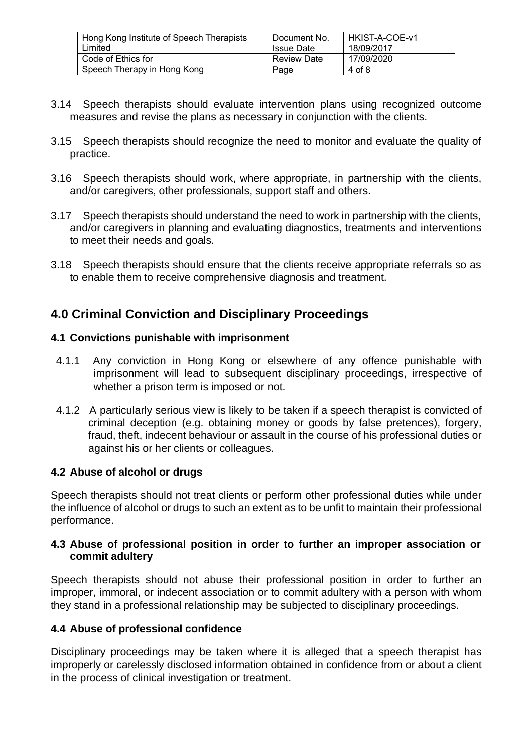3.14 Speech therapists should evaluate intervention plans using recognized outcome measures and revise the plans as necessary in conjunction with the clients.

3.15 Speech therapists should recognize the need to monitor and evaluate the quality of practice.

3.16 Speech therapists should work, where appropriate, in partnership with the clients, and/or caregivers, other professionals, support staff and others.

3.17 Speech therapists should understand the need to work in partnership with the clients, and/or caregivers in planning and evaluating diagnostics, treatments and interventions to meet their needs and goals.

3.18 Speech therapists should ensure that the clients receive appropriate referrals so as to enable them to receive comprehensive diagnosis and treatment.

## 4.0 Criminal Conviction and Disciplinary Proceedings

### 4.1 Convictions punishable with imprisonment

4.1.1 Any conviction in Hong Kong or elsewhere of any offence punishable with imprisonment will lead to subsequent disciplinary proceedings, irrespective of whether a prison term is imposed or not.

4.1.2 A particularly serious view is likely to be taken if a speech therapist is convicted of criminal deception (e.g. obtaining money or goods by false pretences), forgery, fraud, theft, indecent behaviour or assault in the course of his professional duties or against his or her clients or colleagues.

### 4.2 Abuse of alcohol or drugs

Speech therapists should not treat clients or perform other professional duties while under the influence of alcohol or drugs to such an extent as to be unfit to maintain their professional performance.

### 4.3 Abuse of professional position in order to further an improper association or commit adultery

Speech therapists should not abuse their professional position in order to further an improper, immoral, or indecent association or to commit adultery with a person with whom they stand in a professional relationship may be subjected to disciplinary proceedings.

### 4.4 Abuse of professional confidence

Disciplinary proceedings may be taken where it is alleged that a speech therapist has improperly or carelessly disclosed information obtained in confidence from or about a client in the process of clinical investigation or treatment.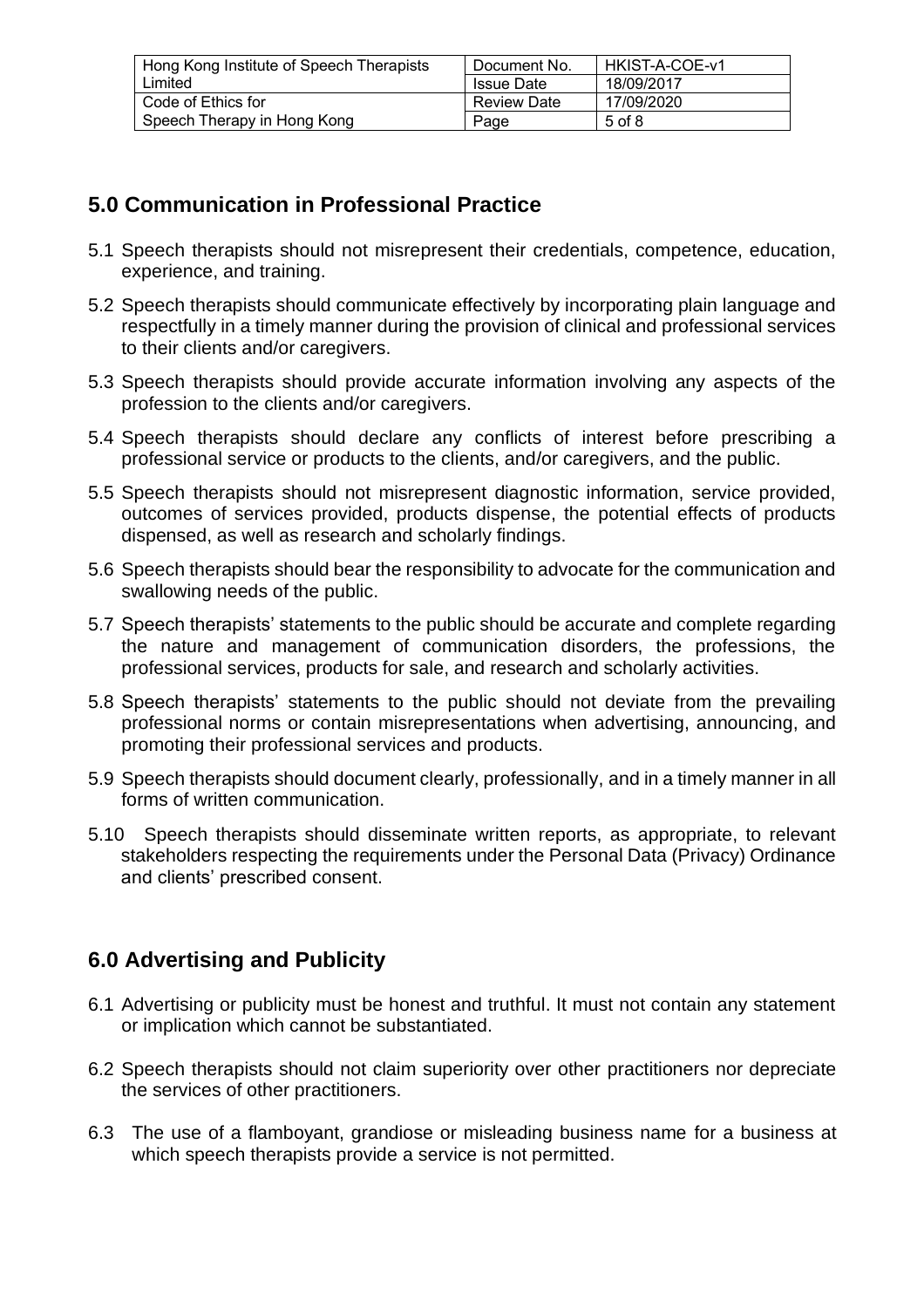## 5.0 Communication in Professional Practice

5.1 Speech therapists should not misrepresent their credentials, competence, education, experience, and training.

5.2 Speech therapists should communicate effectively by incorporating plain language and respectfully in a timely manner during the provision of clinical and professional services to their clients and/or caregivers.

5.3 Speech therapists should provide accurate information involving any aspects of the profession to the clients and/or caregivers.

5.4 Speech therapists should declare any conflicts of interest before prescribing a professional service or products to the clients, and/or caregivers, and the public.

5.5 Speech therapists should not misrepresent diagnostic information, service provided, outcomes of services provided, products dispense, the potential effects of products dispensed, as well as research and scholarly findings.

5.6 Speech therapists should bear the responsibility to advocate for the communication and swallowing needs of the public.

5.7 Speech therapists' statements to the public should be accurate and complete regarding the nature and management of communication disorders, the professions, the professional services, products for sale, and research and scholarly activities.

5.8 Speech therapists' statements to the public should not deviate from the prevailing professional norms or contain misrepresentations when advertising, announcing, and promoting their professional services and products.

5.9 Speech therapists should document clearly, professionally, and in a timely manner in all forms of written communication.

5.10 Speech therapists should disseminate written reports, as appropriate, to relevant stakeholders respecting the requirements under the Personal Data (Privacy) Ordinance and clients' prescribed consent.

## 6.0 Advertising and Publicity

6.1 Advertising or publicity must be honest and truthful. It must not contain any statement or implication which cannot be substantiated.

6.2 Speech therapists should not claim superiority over other practitioners nor depreciate the services of other practitioners.

6.3 The use of a flamboyant, grandiose or misleading business name for a business at which speech therapists provide a service is not permitted.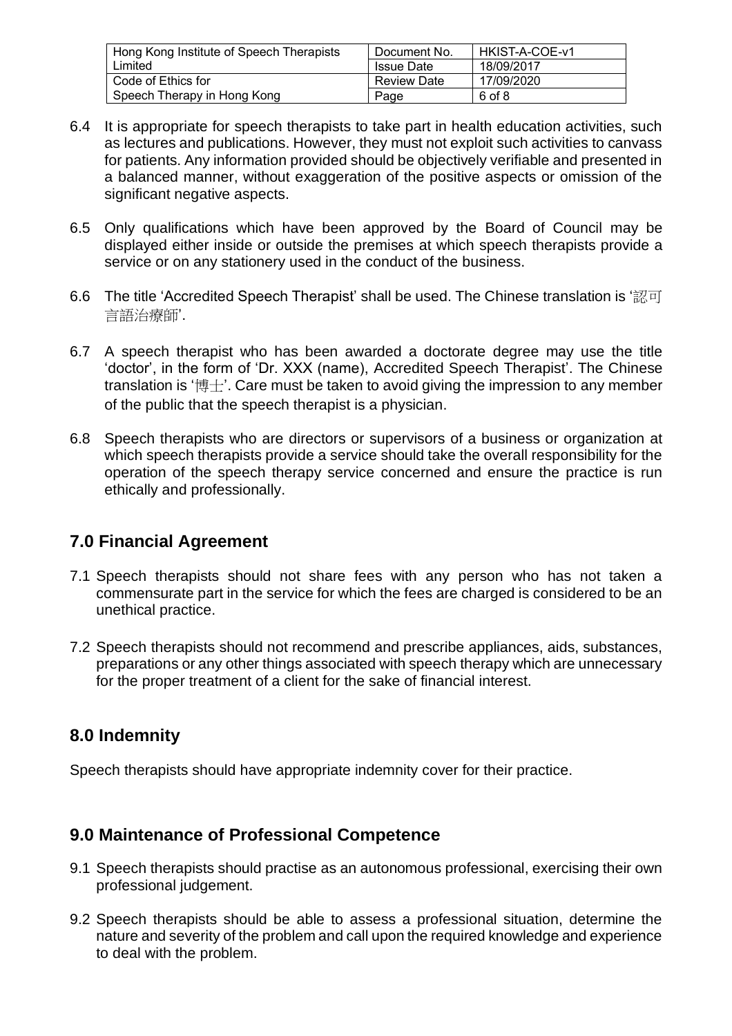6.4 It is appropriate for speech therapists to take part in health education activities, such as lectures and publications. However, they must not exploit such activities to canvass for patients. Any information provided should be objectively verifiable and presented in a balanced manner, without exaggeration of the positive aspects or omission of the significant negative aspects.

6.5 Only qualifications which have been approved by the Board of Council may be displayed either inside or outside the premises at which speech therapists provide a service or on any stationery used in the conduct of the business.

6.6 The title 'Accredited Speech Therapist' shall be used. The Chinese translation is '認可言語治療師'.

6.7 A speech therapist who has been awarded a doctorate degree may use the title 'doctor', in the form of 'Dr. XXX (name), Accredited Speech Therapist'. The Chinese translation is '博士'. Care must be taken to avoid giving the impression to any member of the public that the speech therapist is a physician.

6.8 Speech therapists who are directors or supervisors of a business or organization at which speech therapists provide a service should take the overall responsibility for the operation of the speech therapy service concerned and ensure the practice is run ethically and professionally.

## 7.0 Financial Agreement

7.1 Speech therapists should not share fees with any person who has not taken a commensurate part in the service for which the fees are charged is considered to be an unethical practice.

7.2 Speech therapists should not recommend and prescribe appliances, aids, substances, preparations or any other things associated with speech therapy which are unnecessary for the proper treatment of a client for the sake of financial interest.

## 8.0 Indemnity

Speech therapists should have appropriate indemnity cover for their practice.

## 9.0 Maintenance of Professional Competence

9.1 Speech therapists should practise as an autonomous professional, exercising their own professional judgement.

9.2 Speech therapists should be able to assess a professional situation, determine the nature and severity of the problem and call upon the required knowledge and experience to deal with the problem.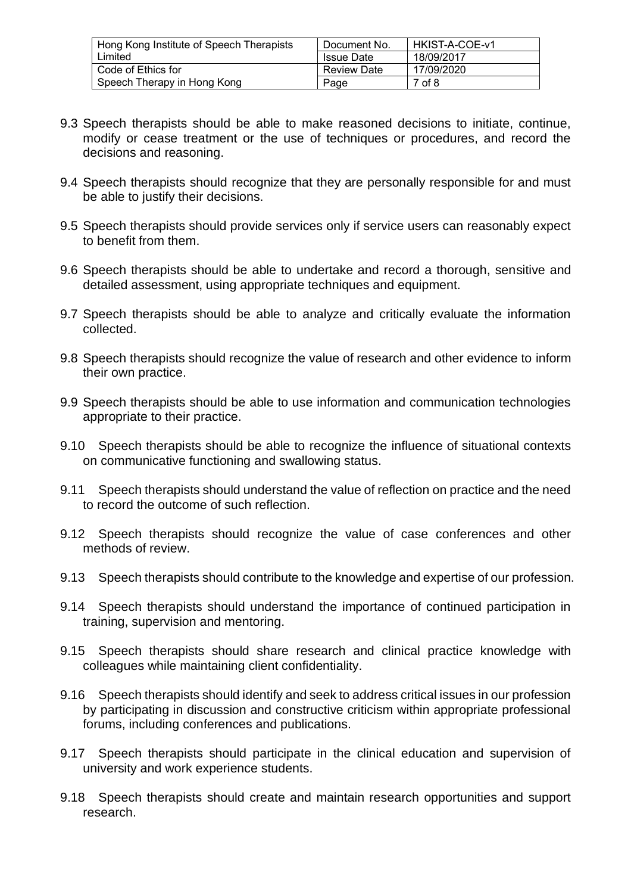9.3 Speech therapists should be able to make reasoned decisions to initiate, continue, modify or cease treatment or the use of techniques or procedures, and record the decisions and reasoning.

9.4 Speech therapists should recognize that they are personally responsible for and must be able to justify their decisions.

9.5 Speech therapists should provide services only if service users can reasonably expect to benefit from them.

9.6 Speech therapists should be able to undertake and record a thorough, sensitive and detailed assessment, using appropriate techniques and equipment.

9.7 Speech therapists should be able to analyze and critically evaluate the information collected.

9.8 Speech therapists should recognize the value of research and other evidence to inform their own practice.

9.9 Speech therapists should be able to use information and communication technologies appropriate to their practice.

9.10 Speech therapists should be able to recognize the influence of situational contexts on communicative functioning and swallowing status.

9.11 Speech therapists should understand the value of reflection on practice and the need to record the outcome of such reflection.

9.12 Speech therapists should recognize the value of case conferences and other methods of review.

9.13 Speech therapists should contribute to the knowledge and expertise of our profession.

9.14 Speech therapists should understand the importance of continued participation in training, supervision and mentoring.

9.15 Speech therapists should share research and clinical practice knowledge with colleagues while maintaining client confidentiality.

9.16 Speech therapists should identify and seek to address critical issues in our profession by participating in discussion and constructive criticism within appropriate professional forums, including conferences and publications.

9.17 Speech therapists should participate in the clinical education and supervision of university and work experience students.

9.18 Speech therapists should create and maintain research opportunities and support research.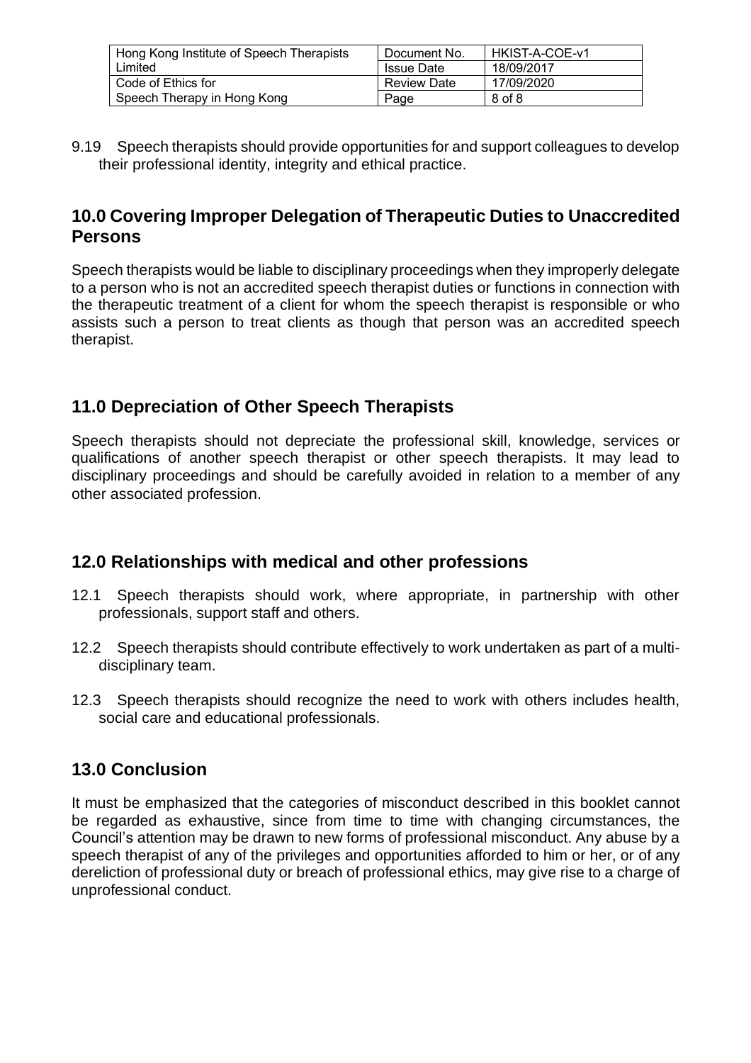9.19 Speech therapists should provide opportunities for and support colleagues to develop their professional identity, integrity and ethical practice.

## 10.0 Covering Improper Delegation of Therapeutic Duties to Unaccredited Persons

Speech therapists would be liable to disciplinary proceedings when they improperly delegate to a person who is not an accredited speech therapist duties or functions in connection with the therapeutic treatment of a client for whom the speech therapist is responsible or who assists such a person to treat clients as though that person was an accredited speech therapist.

## 11.0 Depreciation of Other Speech Therapists

Speech therapists should not depreciate the professional skill, knowledge, services or qualifications of another speech therapist or other speech therapists. It may lead to disciplinary proceedings and should be carefully avoided in relation to a member of any other associated profession.

## 12.0 Relationships with medical and other professions

12.1 Speech therapists should work, where appropriate, in partnership with other professionals, support staff and others.

12.2 Speech therapists should contribute effectively to work undertaken as part of a multi-disciplinary team.

12.3 Speech therapists should recognize the need to work with others includes health, social care and educational professionals.

## 13.0 Conclusion

It must be emphasized that the categories of misconduct described in this booklet cannot be regarded as exhaustive, since from time to time with changing circumstances, the Council's attention may be drawn to new forms of professional misconduct. Any abuse by a speech therapist of any of the privileges and opportunities afforded to him or her, or of any dereliction of professional duty or breach of professional ethics, may give rise to a charge of unprofessional conduct.